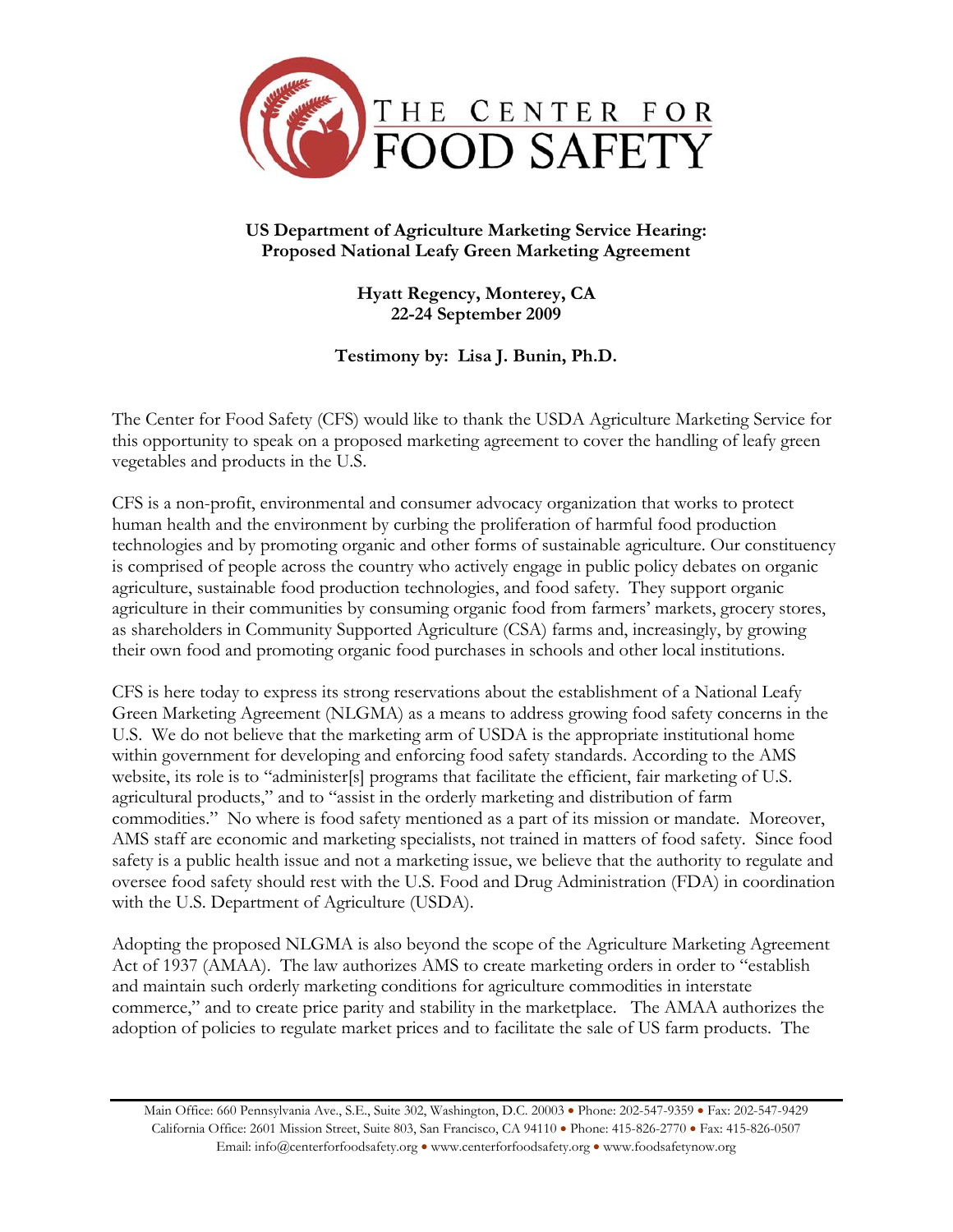THE CENTER FOR FOOD SAFETY

**US Department of Agriculture Marketing Service Hearing:**
**Proposed National Leafy Green Marketing Agreement**

**Hyatt Regency, Monterey, CA**
**22-24 September 2009**

**Testimony by: Lisa J. Bunin, Ph.D.**

The Center for Food Safety (CFS) would like to thank the USDA Agriculture Marketing Service for this opportunity to speak on a proposed marketing agreement to cover the handling of leafy green vegetables and products in the U.S.

CFS is a non-profit, environmental and consumer advocacy organization that works to protect human health and the environment by curbing the proliferation of harmful food production technologies and by promoting organic and other forms of sustainable agriculture. Our constituency is comprised of people across the country who actively engage in public policy debates on organic agriculture, sustainable food production technologies, and food safety. They support organic agriculture in their communities by consuming organic food from farmers' markets, grocery stores, as shareholders in Community Supported Agriculture (CSA) farms and, increasingly, by growing their own food and promoting organic food purchases in schools and other local institutions.

CFS is here today to express its strong reservations about the establishment of a National Leafy Green Marketing Agreement (NLGMA) as a means to address growing food safety concerns in the U.S. We do not believe that the marketing arm of USDA is the appropriate institutional home within government for developing and enforcing food safety standards. According to the AMS website, its role is to "administer[s] programs that facilitate the efficient, fair marketing of U.S. agricultural products," and to "assist in the orderly marketing and distribution of farm commodities." No where is food safety mentioned as a part of its mission or mandate. Moreover, AMS staff are economic and marketing specialists, not trained in matters of food safety. Since food safety is a public health issue and not a marketing issue, we believe that the authority to regulate and oversee food safety should rest with the U.S. Food and Drug Administration (FDA) in coordination with the U.S. Department of Agriculture (USDA).

Adopting the proposed NLGMA is also beyond the scope of the Agriculture Marketing Agreement Act of 1937 (AMAA). The law authorizes AMS to create marketing orders in order to "establish and maintain such orderly marketing conditions for agriculture commodities in interstate commerce," and to create price parity and stability in the marketplace. The AMAA authorizes the adoption of policies to regulate market prices and to facilitate the sale of US farm products. The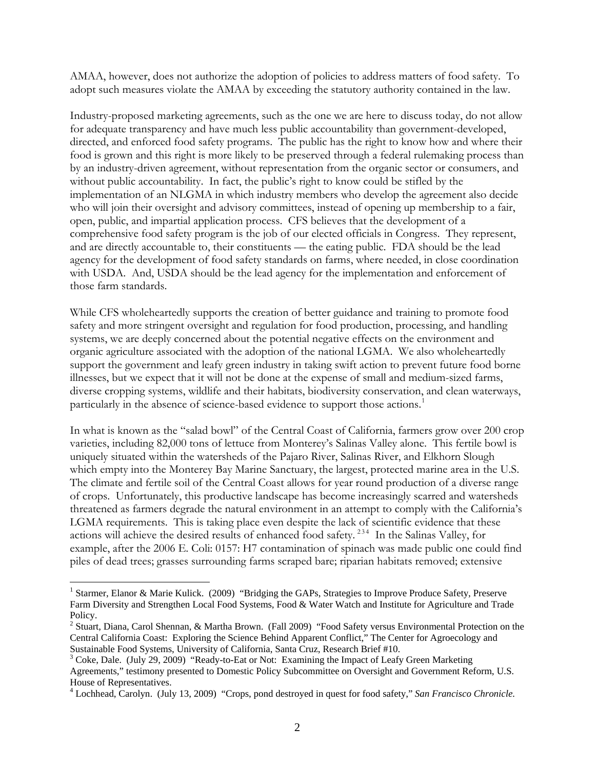AMAA, however, does not authorize the adoption of policies to address matters of food safety. To adopt such measures violate the AMAA by exceeding the statutory authority contained in the law.

Industry-proposed marketing agreements, such as the one we are here to discuss today, do not allow for adequate transparency and have much less public accountability than government-developed, directed, and enforced food safety programs. The public has the right to know how and where their food is grown and this right is more likely to be preserved through a federal rulemaking process than by an industry-driven agreement, without representation from the organic sector or consumers, and without public accountability. In fact, the public's right to know could be stifled by the implementation of an NLGMA in which industry members who develop the agreement also decide who will join their oversight and advisory committees, instead of opening up membership to a fair, open, public, and impartial application process. CFS believes that the development of a comprehensive food safety program is the job of our elected officials in Congress. They represent, and are directly accountable to, their constituents — the eating public. FDA should be the lead agency for the development of food safety standards on farms, where needed, in close coordination with USDA. And, USDA should be the lead agency for the implementation and enforcement of those farm standards.

While CFS wholeheartedly supports the creation of better guidance and training to promote food safety and more stringent oversight and regulation for food production, processing, and handling systems, we are deeply concerned about the potential negative effects on the environment and organic agriculture associated with the adoption of the national LGMA. We also wholeheartedly support the government and leafy green industry in taking swift action to prevent future food borne illnesses, but we expect that it will not be done at the expense of small and medium-sized farms, diverse cropping systems, wildlife and their habitats, biodiversity conservation, and clean waterways, particularly in the absence of science-based evidence to support those actions.[1]

In what is known as the "salad bowl" of the Central Coast of California, farmers grow over 200 crop varieties, including 82,000 tons of lettuce from Monterey's Salinas Valley alone. This fertile bowl is uniquely situated within the watersheds of the Pajaro River, Salinas River, and Elkhorn Slough which empty into the Monterey Bay Marine Sanctuary, the largest, protected marine area in the U.S. The climate and fertile soil of the Central Coast allows for year round production of a diverse range of crops. Unfortunately, this productive landscape has become increasingly scarred and watersheds threatened as farmers degrade the natural environment in an attempt to comply with the California's LGMA requirements. This is taking place even despite the lack of scientific evidence that these actions will achieve the desired results of enhanced food safety.[2,3,4] In the Salinas Valley, for example, after the 2006 E. Coli: 0157: H7 contamination of spinach was made public one could find piles of dead trees; grasses surrounding farms scraped bare; riparian habitats removed; extensive

---

[1] Starmer, Elanor & Marie Kulick. (2009) "Bridging the GAPs, Strategies to Improve Produce Safety, Preserve Farm Diversity and Strengthen Local Food Systems, Food & Water Watch and Institute for Agriculture and Trade Policy.

[2] Stuart, Diana, Carol Shennan, & Martha Brown. (Fall 2009) "Food Safety versus Environmental Protection on the Central California Coast: Exploring the Science Behind Apparent Conflict," The Center for Agroecology and Sustainable Food Systems, University of California, Santa Cruz, Research Brief #10.

[3] Coke, Dale. (July 29, 2009) "Ready-to-Eat or Not: Examining the Impact of Leafy Green Marketing Agreements," testimony presented to Domestic Policy Subcommittee on Oversight and Government Reform, U.S. House of Representatives.

[4] Lochhead, Carolyn. (July 13, 2009) "Crops, pond destroyed in quest for food safety," *San Francisco Chronicle.*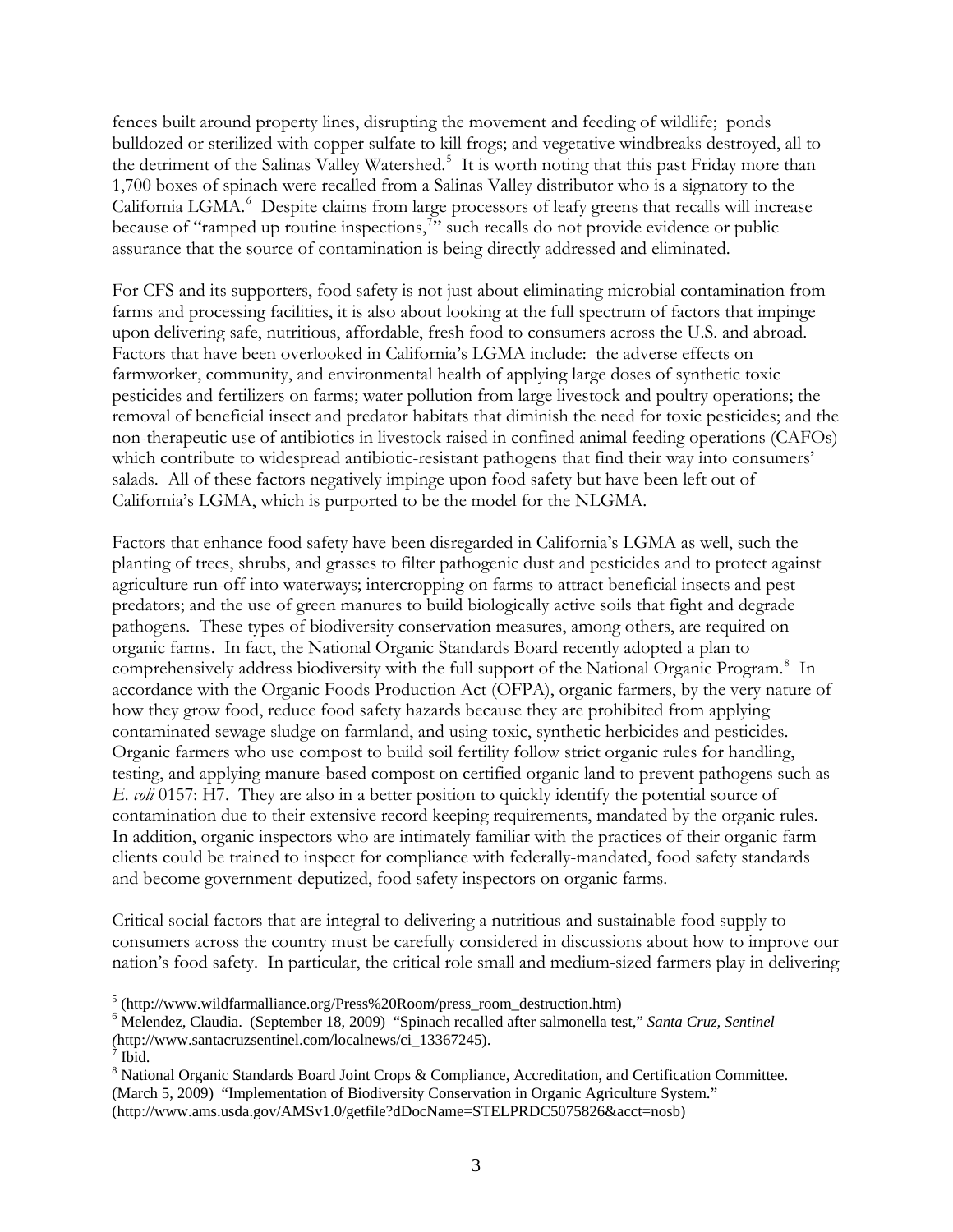fences built around property lines, disrupting the movement and feeding of wildlife; ponds bulldozed or sterilized with copper sulfate to kill frogs; and vegetative windbreaks destroyed, all to the detriment of the Salinas Valley Watershed.[5] It is worth noting that this past Friday more than 1,700 boxes of spinach were recalled from a Salinas Valley distributor who is a signatory to the California LGMA.[6] Despite claims from large processors of leafy greens that recalls will increase because of "ramped up routine inspections,[7]" such recalls do not provide evidence or public assurance that the source of contamination is being directly addressed and eliminated.

For CFS and its supporters, food safety is not just about eliminating microbial contamination from farms and processing facilities, it is also about looking at the full spectrum of factors that impinge upon delivering safe, nutritious, affordable, fresh food to consumers across the U.S. and abroad. Factors that have been overlooked in California's LGMA include: the adverse effects on farmworker, community, and environmental health of applying large doses of synthetic toxic pesticides and fertilizers on farms; water pollution from large livestock and poultry operations; the removal of beneficial insect and predator habitats that diminish the need for toxic pesticides; and the non-therapeutic use of antibiotics in livestock raised in confined animal feeding operations (CAFOs) which contribute to widespread antibiotic-resistant pathogens that find their way into consumers' salads. All of these factors negatively impinge upon food safety but have been left out of California's LGMA, which is purported to be the model for the NLGMA.

Factors that enhance food safety have been disregarded in California's LGMA as well, such the planting of trees, shrubs, and grasses to filter pathogenic dust and pesticides and to protect against agriculture run-off into waterways; intercropping on farms to attract beneficial insects and pest predators; and the use of green manures to build biologically active soils that fight and degrade pathogens. These types of biodiversity conservation measures, among others, are required on organic farms. In fact, the National Organic Standards Board recently adopted a plan to comprehensively address biodiversity with the full support of the National Organic Program.[8] In accordance with the Organic Foods Production Act (OFPA), organic farmers, by the very nature of how they grow food, reduce food safety hazards because they are prohibited from applying contaminated sewage sludge on farmland, and using toxic, synthetic herbicides and pesticides. Organic farmers who use compost to build soil fertility follow strict organic rules for handling, testing, and applying manure-based compost on certified organic land to prevent pathogens such as *E. coli* 0157: H7. They are also in a better position to quickly identify the potential source of contamination due to their extensive record keeping requirements, mandated by the organic rules. In addition, organic inspectors who are intimately familiar with the practices of their organic farm clients could be trained to inspect for compliance with federally-mandated, food safety standards and become government-deputized, food safety inspectors on organic farms.

Critical social factors that are integral to delivering a nutritious and sustainable food supply to consumers across the country must be carefully considered in discussions about how to improve our nation's food safety. In particular, the critical role small and medium-sized farmers play in delivering

---

[5] (http://www.wildfarmalliance.org/Press%20Room/press_room_destruction.htm)

[6] Melendez, Claudia. (September 18, 2009) "Spinach recalled after salmonella test," *Santa Cruz, Sentinel* (http://www.santacruzsentinel.com/localnews/ci_13367245).

[7] Ibid.

[8] National Organic Standards Board Joint Crops & Compliance, Accreditation, and Certification Committee. (March 5, 2009) "Implementation of Biodiversity Conservation in Organic Agriculture System." (http://www.ams.usda.gov/AMSv1.0/getfile?dDocName=STELPRDC5075826&acct=nosb)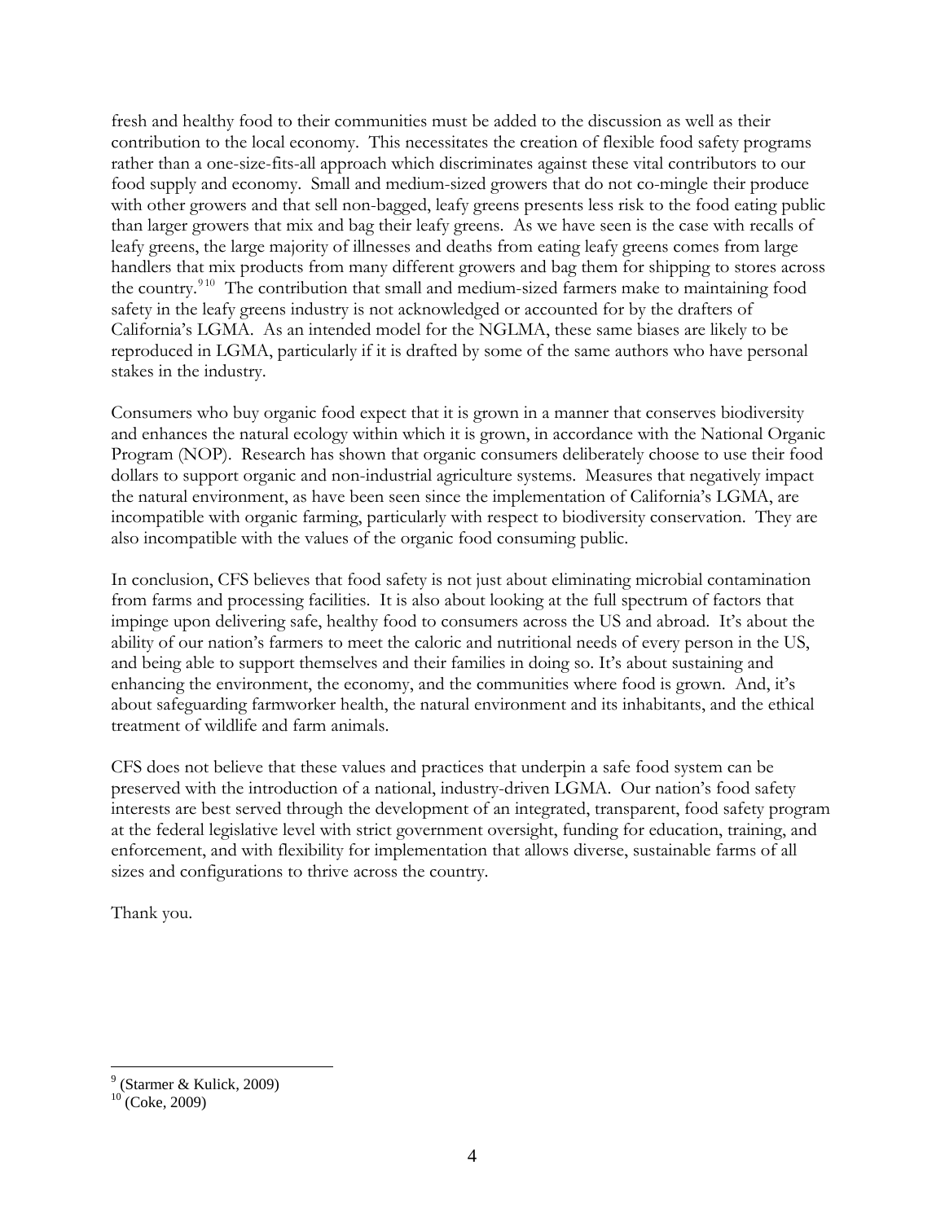fresh and healthy food to their communities must be added to the discussion as well as their contribution to the local economy. This necessitates the creation of flexible food safety programs rather than a one-size-fits-all approach which discriminates against these vital contributors to our food supply and economy. Small and medium-sized growers that do not co-mingle their produce with other growers and that sell non-bagged, leafy greens presents less risk to the food eating public than larger growers that mix and bag their leafy greens. As we have seen is the case with recalls of leafy greens, the large majority of illnesses and deaths from eating leafy greens comes from large handlers that mix products from many different growers and bag them for shipping to stores across the country.[9][10] The contribution that small and medium-sized farmers make to maintaining food safety in the leafy greens industry is not acknowledged or accounted for by the drafters of California's LGMA. As an intended model for the NGLMA, these same biases are likely to be reproduced in LGMA, particularly if it is drafted by some of the same authors who have personal stakes in the industry.

Consumers who buy organic food expect that it is grown in a manner that conserves biodiversity and enhances the natural ecology within which it is grown, in accordance with the National Organic Program (NOP). Research has shown that organic consumers deliberately choose to use their food dollars to support organic and non-industrial agriculture systems. Measures that negatively impact the natural environment, as have been seen since the implementation of California's LGMA, are incompatible with organic farming, particularly with respect to biodiversity conservation. They are also incompatible with the values of the organic food consuming public.

In conclusion, CFS believes that food safety is not just about eliminating microbial contamination from farms and processing facilities. It is also about looking at the full spectrum of factors that impinge upon delivering safe, healthy food to consumers across the US and abroad. It's about the ability of our nation's farmers to meet the caloric and nutritional needs of every person in the US, and being able to support themselves and their families in doing so. It's about sustaining and enhancing the environment, the economy, and the communities where food is grown. And, it's about safeguarding farmworker health, the natural environment and its inhabitants, and the ethical treatment of wildlife and farm animals.

CFS does not believe that these values and practices that underpin a safe food system can be preserved with the introduction of a national, industry-driven LGMA. Our nation's food safety interests are best served through the development of an integrated, transparent, food safety program at the federal legislative level with strict government oversight, funding for education, training, and enforcement, and with flexibility for implementation that allows diverse, sustainable farms of all sizes and configurations to thrive across the country.

Thank you.

---

[9] (Starmer & Kulick, 2009)

[10] (Coke, 2009)